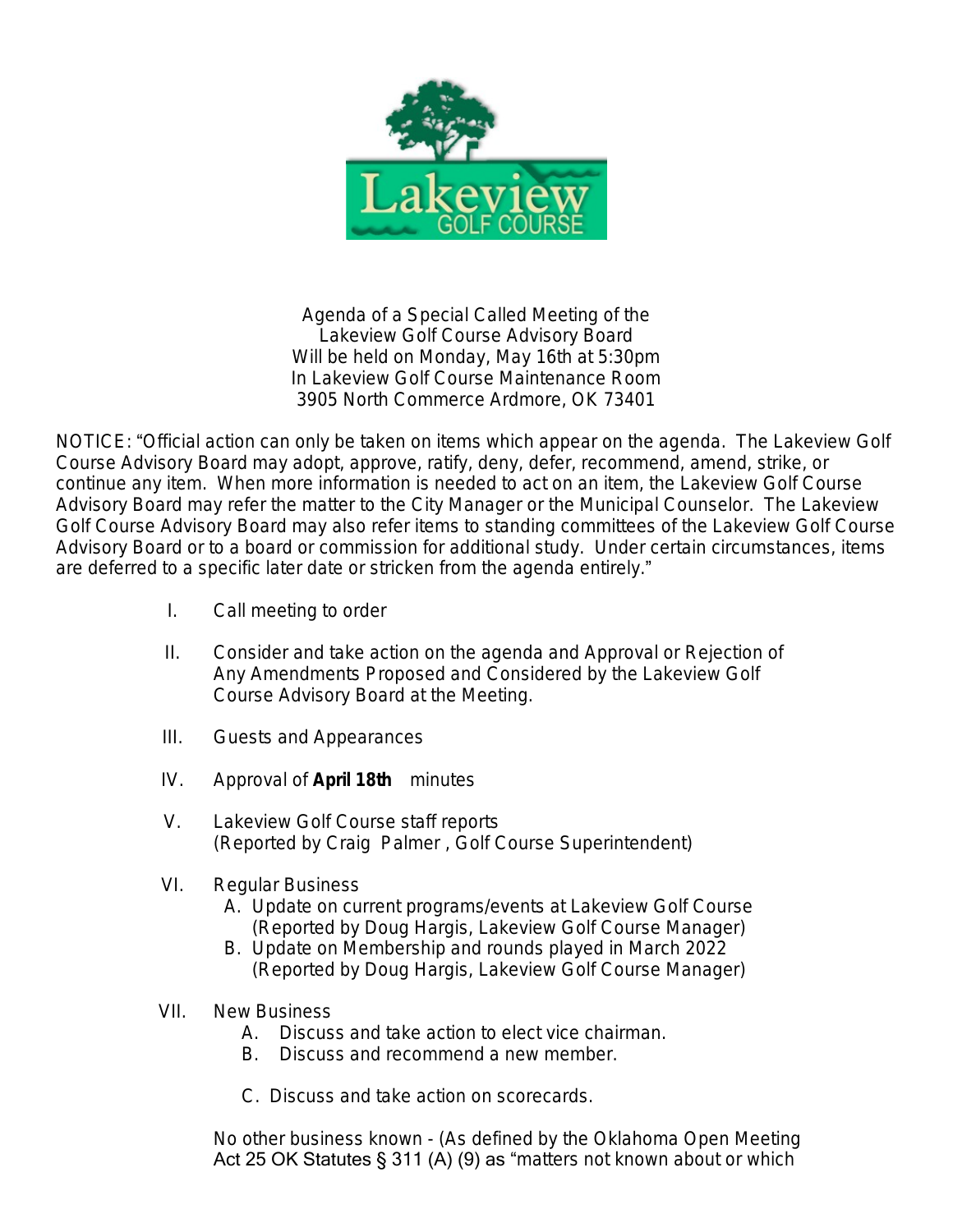Agenda of a Special Called Meeting of the
Lakeview Golf Course Advisory Board
Will be held on Monday, May 16th at 5:30pm
In Lakeview Golf Course Maintenance Room
3905 North Commerce Ardmore, OK 73401

NOTICE: "Official action can only be taken on items which appear on the agenda. The Lakeview Golf Course Advisory Board may adopt, approve, ratify, deny, defer, recommend, amend, strike, or continue any item. When more information is needed to act on an item, the Lakeview Golf Course Advisory Board may refer the matter to the City Manager or the Municipal Counselor. The Lakeview Golf Course Advisory Board may also refer items to standing committees of the Lakeview Golf Course Advisory Board or to a board or commission for additional study. Under certain circumstances, items are deferred to a specific later date or stricken from the agenda entirely."

I. Call meeting to order

II. Consider and take action on the agenda and Approval or Rejection of Any Amendments Proposed and Considered by the Lakeview Golf Course Advisory Board at the Meeting.

III. Guests and Appearances

IV. Approval of **April 18th** minutes

V. Lakeview Golf Course staff reports
(Reported by Craig Palmer , Golf Course Superintendent)

VI. Regular Business
   A. Update on current programs/events at Lakeview Golf Course
   (Reported by Doug Hargis, Lakeview Golf Course Manager)
   B. Update on Membership and rounds played in March 2022
   (Reported by Doug Hargis, Lakeview Golf Course Manager)

VII. New Business
   A. Discuss and take action to elect vice chairman.
   B. Discuss and recommend a new member.
   C. Discuss and take action on scorecards.

No other business known - (As defined by the Oklahoma Open Meeting Act 25 OK Statutes § 311 (A) (9) as "matters not known about or which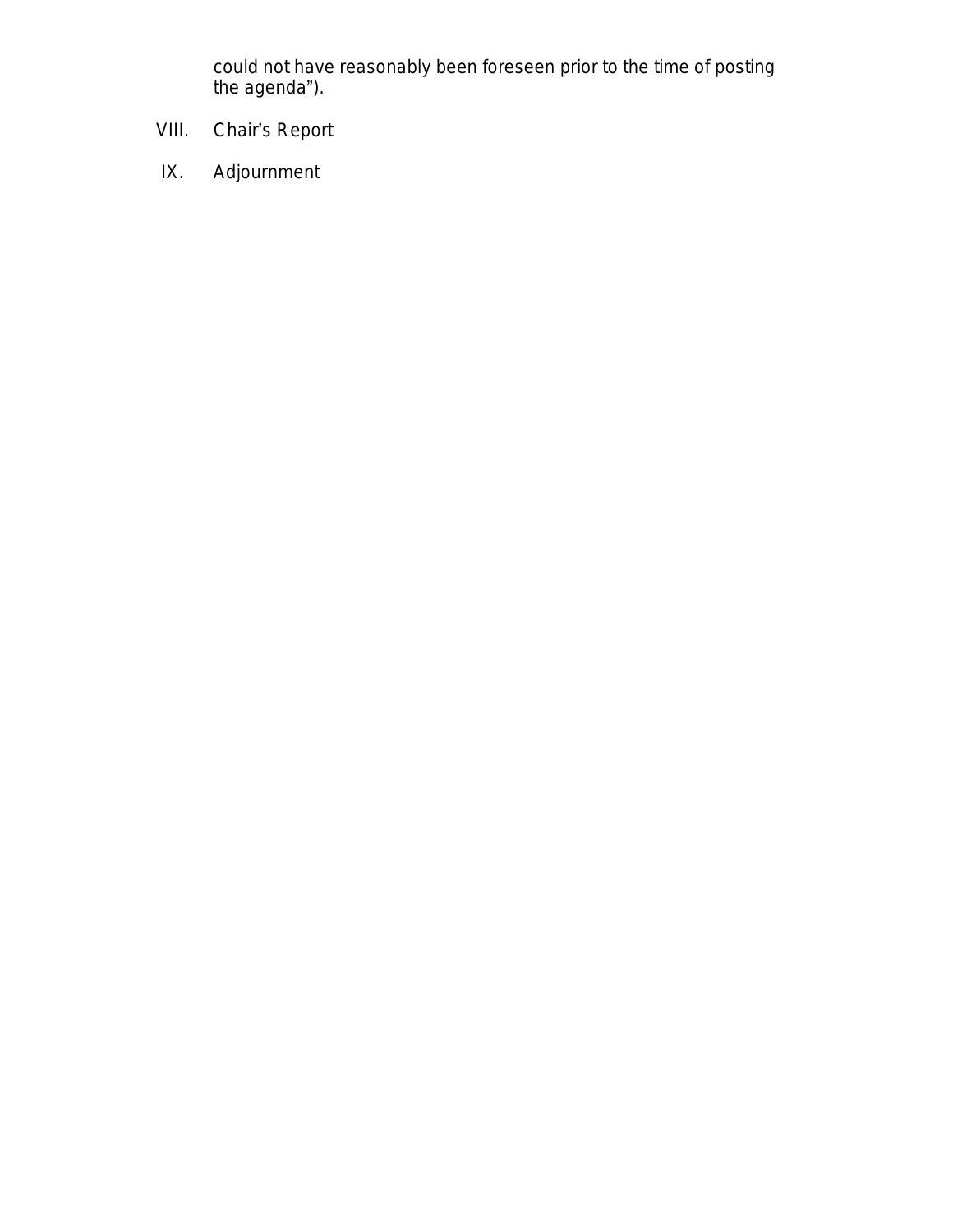could not have reasonably been foreseen prior to the time of posting the agenda").

VIII. Chair's Report

IX. Adjournment